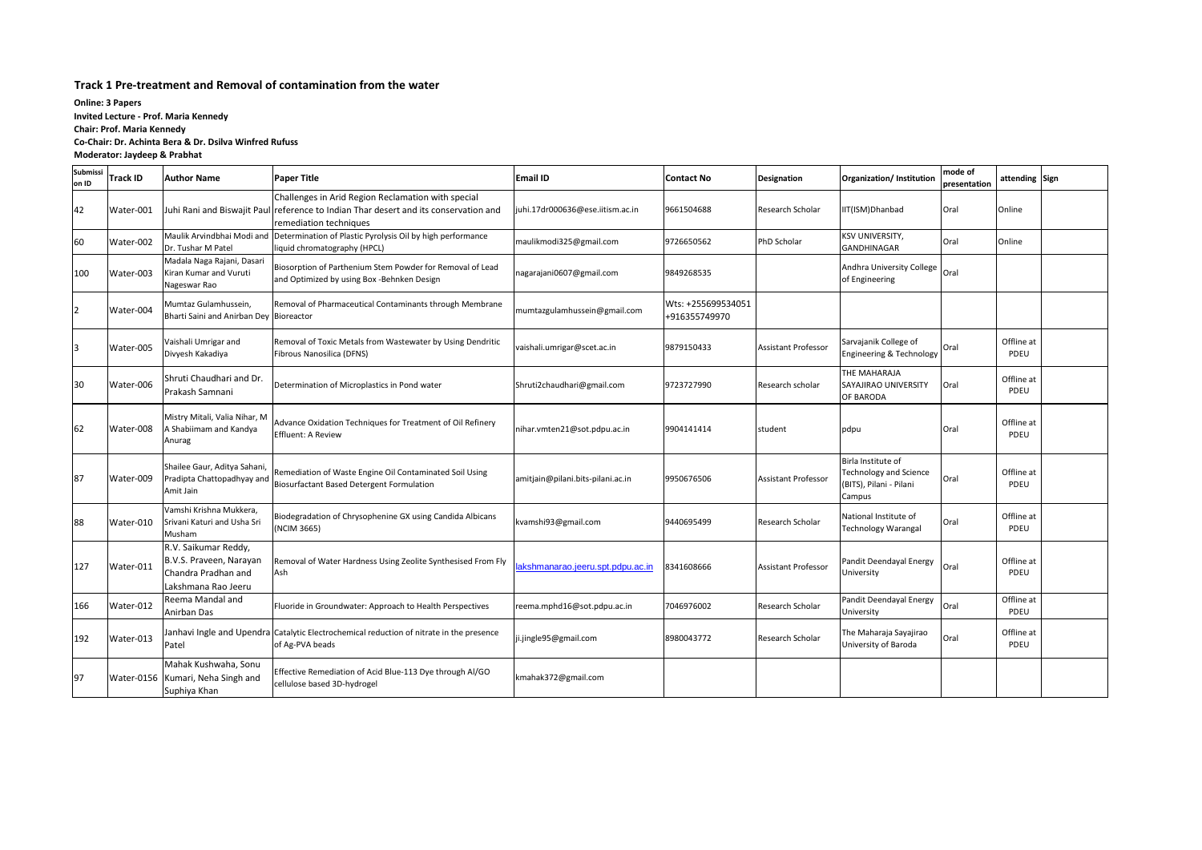## Track 1 Pre-treatment and Removal of contamination from the water

**Online: 3 Papers**
**Invited Lecture - Prof. Maria Kennedy**
**Chair: Prof. Maria Kennedy**
**Co-Chair: Dr. Achinta Bera & Dr. Dsilva Winfred Rufuss**
**Moderator: Jaydeep & Prabhat**

| Submission ID | Track ID | Author Name | Paper Title | Email ID | Contact No | Designation | Organization/ Institution | mode of presentation | attending | Sign |
|---|---|---|---|---|---|---|---|---|---|---|
| 42 | Water-001 | Juhi Rani and Biswajit Paul | Challenges in Arid Region Reclamation with special reference to Indian Thar desert and its conservation and remediation techniques | juhi.17dr000636@ese.iitism.ac.in | 9661504688 | Research Scholar | IIT(ISM)Dhanbad | Oral | Online | |
| 60 | Water-002 | Maulik Arvindbhai Modi and Dr. Tushar M Patel | Determination of Plastic Pyrolysis Oil by high performance liquid chromatography (HPCL) | maulikmodi325@gmail.com | 9726650562 | PhD Scholar | KSV UNIVERSITY, GANDHINAGAR | Oral | Online | |
| 100 | Water-003 | Madala Naga Rajani, Dasari Kiran Kumar and Vuruti Nageswar Rao | Biosorption of Parthenium Stem Powder for Removal of Lead and Optimized by using Box -Behnken Design | nagarajani0607@gmail.com | 9849268535 | | Andhra University College of Engineering | Oral | | |
| 2 | Water-004 | Mumtaz Gulamhussein, Bharti Saini and Anirban Dey | Removal of Pharmaceutical Contaminants through Membrane Bioreactor | mumtazgulamhussein@gmail.com | Wts: +255699534051 +916355749970 | | | | | |
| 3 | Water-005 | Vaishali Umrigar and Divyesh Kakadiya | Removal of Toxic Metals from Wastewater by Using Dendritic Fibrous Nanosilica (DFNS) | vaishali.umrigar@scet.ac.in | 9879150433 | Assistant Professor | Sarvajanik College of Engineering & Technology | Oral | Offline at PDEU | |
| 30 | Water-006 | Shruti Chaudhari and Dr. Prakash Samnani | Determination of Microplastics in Pond water | Shruti2chaudhari@gmail.com | 9723727990 | Research scholar | THE MAHARAJA SAYAJIRAO UNIVERSITY OF BARODA | Oral | Offline at PDEU | |
| 62 | Water-008 | Mistry Mitali, Valia Nihar, M A Shabiimam and Kandya Anurag | Advance Oxidation Techniques for Treatment of Oil Refinery Effluent: A Review | nihar.vmten21@sot.pdpu.ac.in | 9904141414 | student | pdpu | Oral | Offline at PDEU | |
| 87 | Water-009 | Shailee Gaur, Aditya Sahani, Pradipta Chattopadhyay and Amit Jain | Remediation of Waste Engine Oil Contaminated Soil Using Biosurfactant Based Detergent Formulation | amitjain@pilani.bits-pilani.ac.in | 9950676506 | Assistant Professor | Birla Institute of Technology and Science (BITS), Pilani - Pilani Campus | Oral | Offline at PDEU | |
| 88 | Water-010 | Vamshi Krishna Mukkera, Srivani Katuri and Usha Sri Musham | Biodegradation of Chrysophenine GX using Candida Albicans (NCIM 3665) | kvamshi93@gmail.com | 9440695499 | Research Scholar | National Institute of Technology Warangal | Oral | Offline at PDEU | |
| 127 | Water-011 | R.V. Saikumar Reddy, B.V.S. Praveen, Narayan Chandra Pradhan and Lakshmana Rao Jeeru | Removal of Water Hardness Using Zeolite Synthesised From Fly Ash | lakshmanarao.jeeru.spt.pdpu.ac.in | 8341608666 | Assistant Professor | Pandit Deendayal Energy University | Oral | Offline at PDEU | |
| 166 | Water-012 | Reema Mandal and Anirban Das | Fluoride in Groundwater: Approach to Health Perspectives | reema.mphd16@sot.pdpu.ac.in | 7046976002 | Research Scholar | Pandit Deendayal Energy University | Oral | Offline at PDEU | |
| 192 | Water-013 | Janhavi Ingle and Upendra Patel | Catalytic Electrochemical reduction of nitrate in the presence of Ag-PVA beads | ji.jingle95@gmail.com | 8980043772 | Research Scholar | The Maharaja Sayajirao University of Baroda | Oral | Offline at PDEU | |
| 97 | Water-0156 | Mahak Kushwaha, Sonu Kumari, Neha Singh and Suphiya Khan | Effective Remediation of Acid Blue-113 Dye through Al/GO cellulose based 3D-hydrogel | kmahak372@gmail.com | | | | | | |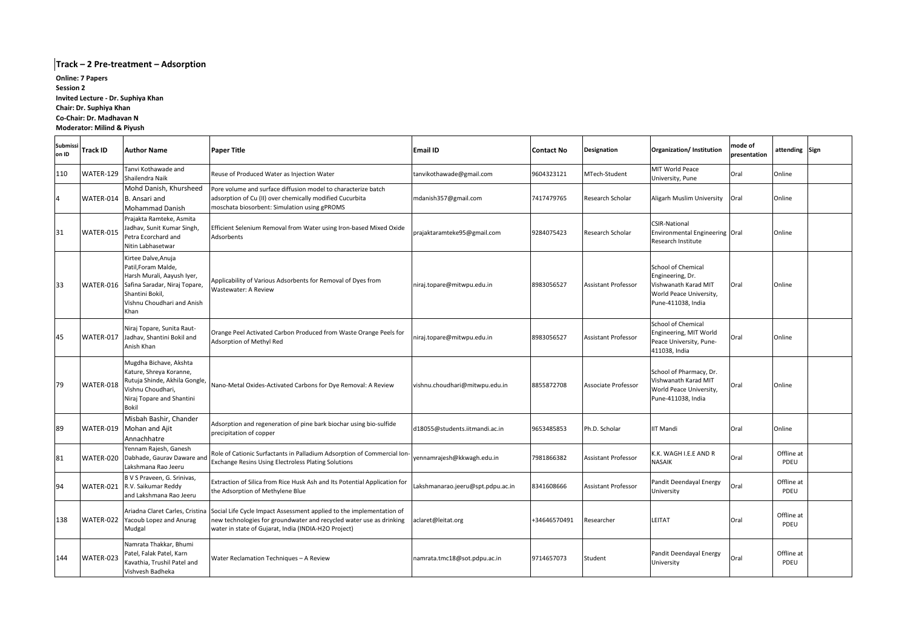# Track – 2 Pre-treatment – Adsorption

**Online: 7 Papers**
**Session 2**
**Invited Lecture - Dr. Suphiya Khan**
**Chair: Dr. Suphiya Khan**
**Co-Chair: Dr. Madhavan N**
**Moderator: Milind & Piyush**

| Submission ID | Track ID | Author Name | Paper Title | Email ID | Contact No | Designation | Organization/ Institution | mode of presentation | attending | Sign |
|---|---|---|---|---|---|---|---|---|---|---|
| 110 | WATER-129 | Tanvi Kothawade and Shailendra Naik | Reuse of Produced Water as Injection Water | tanvikothawade@gmail.com | 9604323121 | MTech-Student | MIT World Peace University, Pune | Oral | Online | |
| 4 | WATER-014 | Mohd Danish, Khursheed B. Ansari and Mohammad Danish | Pore volume and surface diffusion model to characterize batch adsorption of Cu (II) over chemically modified Cucurbita moschata biosorbent: Simulation using gPROMS | mdanish357@gmail.com | 7417479765 | Research Scholar | Aligarh Muslim University | Oral | Online | |
| 31 | WATER-015 | Prajakta Ramteke, Asmita Jadhav, Sunit Kumar Singh, Petra Ecorchard and Nitin Labhasetwar | Efficient Selenium Removal from Water using Iron-based Mixed Oxide Adsorbents | prajaktaramteke95@gmail.com | 9284075423 | Research Scholar | CSIR-National Environmental Engineering Research Institute | Oral | Online | |
| 33 | WATER-016 | Kirtee Dalve,Anuja Patil,Foram Malde, Harsh Murali, Aayush Iyer, Safina Saradar, Niraj Topare, Shantini Bokil, Vishnu Choudhari and Anish Khan | Applicability of Various Adsorbents for Removal of Dyes from Wastewater: A Review | niraj.topare@mitwpu.edu.in | 8983056527 | Assistant Professor | School of Chemical Engineering, Dr. Vishwanath Karad MIT World Peace University, Pune-411038, India | Oral | Online | |
| 45 | WATER-017 | Niraj Topare, Sunita Raut-Jadhav, Shantini Bokil and Anish Khan | Orange Peel Activated Carbon Produced from Waste Orange Peels for Adsorption of Methyl Red | niraj.topare@mitwpu.edu.in | 8983056527 | Assistant Professor | School of Chemical Engineering, MIT World Peace University, Pune-411038, India | Oral | Online | |
| 79 | WATER-018 | Mugdha Bichave, Akshta Kature, Shreya Koranne, Rutuja Shinde, Akhila Gongle, Vishnu Choudhari, Niraj Topare and Shantini Bokil | Nano-Metal Oxides-Activated Carbons for Dye Removal: A Review | vishnu.choudhari@mitwpu.edu.in | 8855872708 | Associate Professor | School of Pharmacy, Dr. Vishwanath Karad MIT World Peace University, Pune-411038, India | Oral | Online | |
| 89 | WATER-019 | Misbah Bashir, Chander Mohan and Ajit Annachhatre | Adsorption and regeneration of pine bark biochar using bio-sulfide precipitation of copper | d18055@students.iitmandi.ac.in | 9653485853 | Ph.D. Scholar | IIT Mandi | Oral | Online | |
| 81 | WATER-020 | Yennam Rajesh, Ganesh Dabhade, Gaurav Daware and Lakshmana Rao Jeeru | Role of Cationic Surfactants in Palladium Adsorption of Commercial Ion-Exchange Resins Using Electroless Plating Solutions | yennamrajesh@kkwagh.edu.in | 7981866382 | Assistant Professor | K.K. WAGH I.E.E AND R NASAIK | Oral | Offline at PDEU | |
| 94 | WATER-021 | B V S Praveen, G. Srinivas, R.V. Saikumar Reddy and Lakshmana Rao Jeeru | Extraction of Silica from Rice Husk Ash and Its Potential Application for the Adsorption of Methylene Blue | Lakshmanarao.jeeru@spt.pdpu.ac.in | 8341608666 | Assistant Professor | Pandit Deendayal Energy University | Oral | Offline at PDEU | |
| 138 | WATER-022 | Ariadna Claret Carles, Cristina Yacoub Lopez and Anurag Mudgal | Social Life Cycle Impact Assessment applied to the implementation of new technologies for groundwater and recycled water use as drinking water in state of Gujarat, India (INDIA-H2O Project) | aclaret@leitat.org | +34646570491 | Researcher | LEITAT | Oral | Offline at PDEU | |
| 144 | WATER-023 | Namrata Thakkar, Bhumi Patel, Falak Patel, Karn Kavathia, Trushil Patel and Vishvesh Badheka | Water Reclamation Techniques – A Review | namrata.tmc18@sot.pdpu.ac.in | 9714657073 | Student | Pandit Deendayal Energy University | Oral | Offline at PDEU | |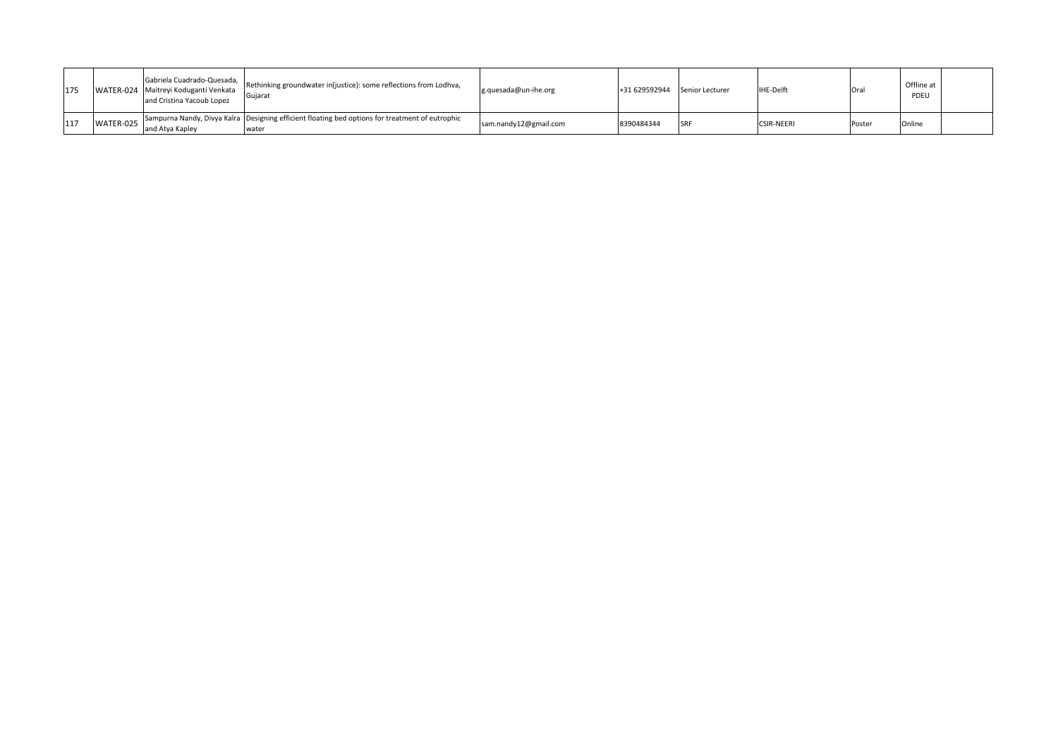| | | | | | | | | | | |
|---|---|---|---|---|---|---|---|---|---|---|
| 175 | WATER-024 | Gabriela Cuadrado-Quesada, Maitreyi Koduganti Venkata and Cristina Yacoub Lopez | Rethinking groundwater in(justice): some reflections from Lodhva, Gujarat | g.quesada@un-ihe.org | +31 629592944 | Senior Lecturer | IHE-Delft | Oral | Offline at PDEU | |
| 117 | WATER-025 | Sampurna Nandy, Divya Kalra and Atya Kapley | Designing efficient floating bed options for treatment of eutrophic water | sam.nandy12@gmail.com | 8390484344 | SRF | CSIR-NEERI | Poster | Online | |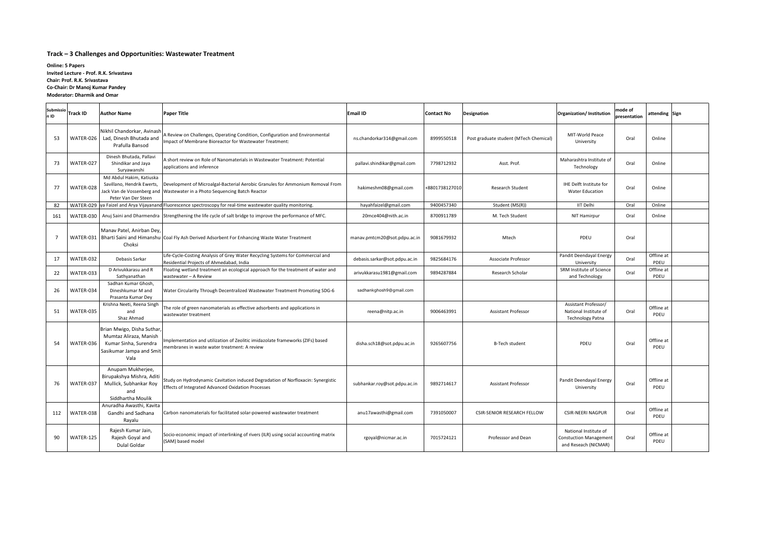## Track – 3 Challenges and Opportunities: Wastewater Treatment

**Online: 5 Papers**
**Invited Lecture - Prof. R.K. Srivastava**
**Chair: Prof. R.K. Srivastava**
**Co-Chair: Dr Manoj Kumar Pandey**
**Moderator: Dharmik and Omar**

| Submission ID | Track ID | Author Name | Paper Title | Email ID | Contact No | Designation | Organization/ Institution | mode of presentation | attending | Sign |
|---|---|---|---|---|---|---|---|---|---|---|
| 53 | WATER-026 | Nikhil Chandorkar, Avinash Lad, Dinesh Bhutada and Prafulla Bansod | A Review on Challenges, Operating Condition, Configuration and Environmental Impact of Membrane Bioreactor for Wastewater Treatment: | ns.chandorkar314@gmail.com | 8999550518 | Post graduate student (MTech Chemical) | MIT-World Peace University | Oral | Online | |
| 73 | WATER-027 | Dinesh Bhutada, Pallavi Shindikar and Jaya Suryawanshi | A short review on Role of Nanomaterials in Wastewater Treatment: Potential applications and inference | pallavi.shindikar@gmail.com | 7798712932 | Asst. Prof. | Maharashtra Institute of Technology | Oral | Online | |
| 77 | WATER-028 | Md Abdul Hakim, Katiuska Savillano, Hendrik Ewerts, Jack Van de Vossenberg and Peter Van Der Steen | Development of Microalgal-Bacterial Aerobic Granules for Ammonium Removal From Wastewater in a Photo Sequencing Batch Reactor | hakimeshm08@gmail.com | +8801738127010 | Research Student | IHE Delft Institute for Water Education | Oral | Online | |
| 82 | WATER-029 | ya Faizel and Arya Vijayanand | Fluorescence spectroscopy for real-time wastewater quality monitoring. | hayahfaizel@gmail.com | 9400457340 | Student (MS(R)) | IIT Delhi | Oral | Online | |
| 161 | WATER-030 | Anuj Saini and Dharmendra | Strengthening the life cycle of salt bridge to improve the performance of MFC. | 20mce404@nith.ac.in | 8700911789 | M. Tech Student | NIT Hamirpur | Oral | Online | |
| 7 | WATER-031 | Manav Patel, Anirban Dey, Bharti Saini and Himanshu Choksi | Coal Fly Ash Derived Adsorbent For Enhancing Waste Water Treatment | manav.pmtcm20@sot.pdpu.ac.in | 9081679932 | Mtech | PDEU | Oral | | |
| 17 | WATER-032 | Debasis Sarkar | Life-Cycle-Costing Analysis of Grey Water Recycling Systems for Commercial and Residential Projects of Ahmedabad, India | debasis.sarkar@sot.pdpu.ac.in | 9825684176 | Associate Professor | Pandit Deendayal Energy University | Oral | Offline at PDEU | |
| 22 | WATER-033 | D Arivukkarasu and R Sathyanathan | Floating wetland treatment an ecological approach for the treatment of water and wastewater – A Review | arivukkarasu1981@gmail.com | 9894287884 | Research Scholar | SRM Institute of Science and Technology | Oral | Offline at PDEU | |
| 26 | WATER-034 | Sadhan Kumar Ghosh, Dineshkumar M and Prasanta Kumar Dey | Water Circularity Through Decentralized Wastewater Treatment Promoting SDG-6 | sadhankghosh9@gmail.com | | | | | | |
| 51 | WATER-035 | Krishna Neeti, Reena Singh and Shaz Ahmad | The role of green nanomaterials as effective adsorbents and applications in wastewater treatment | reena@nitp.ac.in | 9006463991 | Assistant Professor | Assistant Professor/ National Institute of Technology Patna | Oral | Offline at PDEU | |
| 54 | WATER-036 | Brian Mwigo, Disha Suthar, Mumtaz Aliraza, Manish Kumar Sinha, Surendra Sasikumar Jampa and Smit Vala | Implementation and utilization of Zeolitic imidazolate frameworks (ZIFs) based membranes in waste water treatment: A review | disha.sch18@sot.pdpu.ac.in | 9265607756 | B-Tech student | PDEU | Oral | Offline at PDEU | |
| 76 | WATER-037 | Anupam Mukherjee, Birupakshya Mishra, Aditi Mullick, Subhankar Roy and Siddhartha Moulik | Study on Hydrodynamic Cavitation induced Degradation of Norfloxacin: Synergistic Effects of Integrated Advanced Oxidation Processes | subhankar.roy@sot.pdpu.ac.in | 9892714617 | Assistant Professor | Pandit Deendayal Energy University | Oral | Offline at PDEU | |
| 112 | WATER-038 | Anuradha Awasthi, Kavita Gandhi and Sadhana Rayalu | Carbon nanomaterials for facilitated solar-powered wastewater treatment | anu17awasthi@gmail.com | 7391050007 | CSIR-SENIOR RESEARCH FELLOW | CSIR-NEERI NAGPUR | Oral | Offline at PDEU | |
| 90 | WATER-125 | Rajesh Kumar Jain, Rajesh Goyal and Dulal Goldar | Socio-economic impact of interlinking of rivers (ILR) using social accounting matrix (SAM) based model | rgoyal@nicmar.ac.in | 7015724121 | Professsor and Dean | National Institute of Constuction Management and Reseach (NICMAR) | Oral | Offline at PDEU | |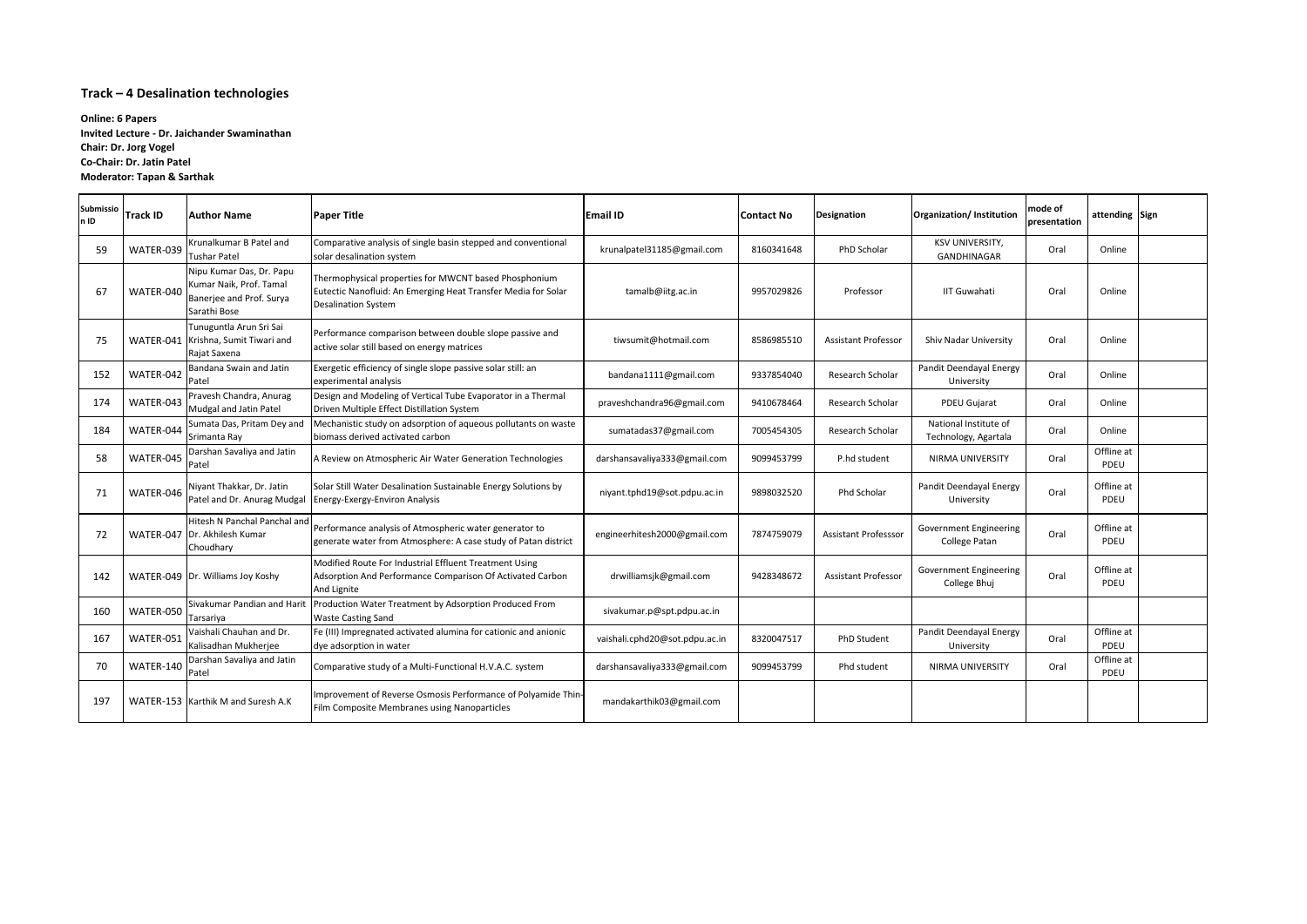## Track – 4 Desalination technologies

**Online: 6 Papers**
**Invited Lecture - Dr. Jaichander Swaminathan**
**Chair: Dr. Jorg Vogel**
**Co-Chair: Dr. Jatin Patel**
**Moderator: Tapan & Sarthak**

| Submission ID | Track ID | Author Name | Paper Title | Email ID | Contact No | Designation | Organization/ Institution | mode of presentation | attending | Sign |
|---|---|---|---|---|---|---|---|---|---|---|
| 59 | WATER-039 | Krunalkumar B Patel and Tushar Patel | Comparative analysis of single basin stepped and conventional solar desalination system | krunalpatel31185@gmail.com | 8160341648 | PhD Scholar | KSV UNIVERSITY, GANDHINAGAR | Oral | Online | |
| 67 | WATER-040 | Nipu Kumar Das, Dr. Papu Kumar Naik, Prof. Tamal Banerjee and Prof. Surya Sarathi Bose | Thermophysical properties for MWCNT based Phosphonium Eutectic Nanofluid: An Emerging Heat Transfer Media for Solar Desalination System | tamalb@iitg.ac.in | 9957029826 | Professor | IIT Guwahati | Oral | Online | |
| 75 | WATER-041 | Tunuguntla Arun Sri Sai Krishna, Sumit Tiwari and Rajat Saxena | Performance comparison between double slope passive and active solar still based on energy matrices | tiwsumit@hotmail.com | 8586985510 | Assistant Professor | Shiv Nadar University | Oral | Online | |
| 152 | WATER-042 | Bandana Swain and Jatin Patel | Exergetic efficiency of single slope passive solar still: an experimental analysis | bandana1111@gmail.com | 9337854040 | Research Scholar | Pandit Deendayal Energy University | Oral | Online | |
| 174 | WATER-043 | Pravesh Chandra, Anurag Mudgal and Jatin Patel | Design and Modeling of Vertical Tube Evaporator in a Thermal Driven Multiple Effect Distillation System | praveshchandra96@gmail.com | 9410678464 | Research Scholar | PDEU Gujarat | Oral | Online | |
| 184 | WATER-044 | Sumata Das, Pritam Dey and Srimanta Ray | Mechanistic study on adsorption of aqueous pollutants on waste biomass derived activated carbon | sumatadas37@gmail.com | 7005454305 | Research Scholar | National Institute of Technology, Agartala | Oral | Online | |
| 58 | WATER-045 | Darshan Savaliya and Jatin Patel | A Review on Atmospheric Air Water Generation Technologies | darshansavaliya333@gmail.com | 9099453799 | P.hd student | NIRMA UNIVERSITY | Oral | Offline at PDEU | |
| 71 | WATER-046 | Niyant Thakkar, Dr. Jatin Patel and Dr. Anurag Mudgal | Solar Still Water Desalination Sustainable Energy Solutions by Energy-Exergy-Environ Analysis | niyant.tphd19@sot.pdpu.ac.in | 9898032520 | Phd Scholar | Pandit Deendayal Energy University | Oral | Offline at PDEU | |
| 72 | WATER-047 | Hitesh N Panchal Panchal and Dr. Akhilesh Kumar Choudhary | Performance analysis of Atmospheric water generator to generate water from Atmosphere: A case study of Patan district | engineerhitesh2000@gmail.com | 7874759079 | Assistant Professsor | Government Engineering College Patan | Oral | Offline at PDEU | |
| 142 | WATER-049 | Dr. Williams Joy Koshy | Modified Route For Industrial Effluent Treatment Using Adsorption And Performance Comparison Of Activated Carbon And Lignite | drwilliamsjk@gmail.com | 9428348672 | Assistant Professor | Government Engineering College Bhuj | Oral | Offline at PDEU | |
| 160 | WATER-050 | Sivakumar Pandian and Harit Tarsariya | Production Water Treatment by Adsorption Produced From Waste Casting Sand | sivakumar.p@spt.pdpu.ac.in | | | | | | |
| 167 | WATER-051 | Vaishali Chauhan and Dr. Kalisadhan Mukherjee | Fe (III) Impregnated activated alumina for cationic and anionic dye adsorption in water | vaishali.cphd20@sot.pdpu.ac.in | 8320047517 | PhD Student | Pandit Deendayal Energy University | Oral | Offline at PDEU | |
| 70 | WATER-140 | Darshan Savaliya and Jatin Patel | Comparative study of a Multi-Functional H.V.A.C. system | darshansavaliya333@gmail.com | 9099453799 | Phd student | NIRMA UNIVERSITY | Oral | Offline at PDEU | |
| 197 | WATER-153 | Karthik M and Suresh A.K | Improvement of Reverse Osmosis Performance of Polyamide Thin-Film Composite Membranes using Nanoparticles | mandakarthik03@gmail.com | | | | | | |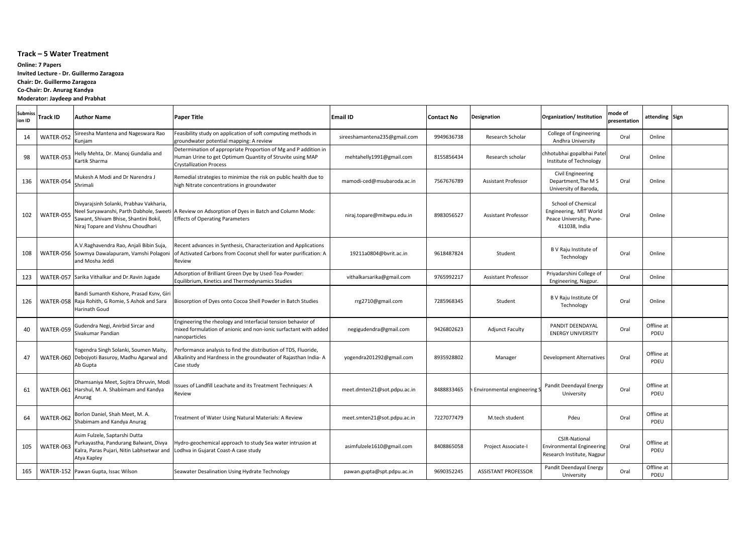## Track – 5 Water Treatment

**Online: 7 Papers**
**Invited Lecture - Dr. Guillermo Zaragoza**
**Chair: Dr. Guillermo Zaragoza**
**Co-Chair: Dr. Anurag Kandya**
**Moderator: Jaydeep and Prabhat**

| Submission ID | Track ID | Author Name | Paper Title | Email ID | Contact No | Designation | Organization/ Institution | mode of presentation | attending | Sign |
|---|---|---|---|---|---|---|---|---|---|---|
| 14 | WATER-052 | Sireesha Mantena and Nageswara Rao Kunjam | Feasibility study on application of soft computing methods in groundwater potential mapping: A review | sireeshamantena235@gmail.com | 9949636738 | Research Scholar | College of Engineering Andhra University | Oral | Online | |
| 98 | WATER-053 | Helly Mehta, Dr. Manoj Gundalia and Kartik Sharma | Determination of appropriate Proportion of Mg and P addition in Human Urine to get Optimum Quantity of Struvite using MAP Crystallization Process | mehtahelly1991@gmail.com | 8155856434 | Research scholar | chhotubhai gopalbhai Patel Institute of Technology | Oral | Online | |
| 136 | WATER-054 | Mukesh A Modi and Dr Narendra J Shrimali | Remedial strategies to minimize the risk on public health due to high Nitrate concentrations in groundwater | mamodi-ced@msubaroda.ac.in | 7567676789 | Assistant Professor | Civil Engineering Department,The M S University of Baroda, | Oral | Online | |
| 102 | WATER-055 | Divyarajsinh Solanki, Prabhav Vakharia, Neel Suryawanshi, Parth Dabhole, Sweeti Sawant, Shivam Bhise, Shantini Bokil, Niraj Topare and Vishnu Choudhari | A Review on Adsorption of Dyes in Batch and Column Mode: Effects of Operating Parameters | niraj.topare@mitwpu.edu.in | 8983056527 | Assistant Professor | School of Chemical Engineering, MIT World Peace University, Pune-411038, India | Oral | Online | |
| 108 | WATER-056 | A.V.Raghavendra Rao, Anjali Bibin Suja, Sowmya Dawalapuram, Vamshi Pologoni and Mosha Jeddi | Recent advances in Synthesis, Characterization and Applications of Activated Carbons from Coconut shell for water purification: A Review | 19211a0804@bvrit.ac.in | 9618487824 | Student | B V Raju Institute of Technology | Oral | Online | |
| 123 | WATER-057 | Sarika Vithalkar and Dr.Ravin Jugade | Adsorption of Brilliant Green Dye by Used-Tea-Powder: Equilibrium, Kinetics and Thermodynamics Studies | vithalkarsarika@gmail.com | 9765992217 | Assistant Professor | Priyadarshini College of Engineering, Nagpur. | Oral | Online | |
| 126 | WATER-058 | Bandi Sumanth Kishore, Prasad Ksnv, Giri Raja Rohith, G Romie, S Ashok and Sara Harinath Goud | Biosorption of Dyes onto Cocoa Shell Powder in Batch Studies | rrg2710@gmail.com | 7285968345 | Student | B V Raju Institute Of Technology | Oral | Online | |
| 40 | WATER-059 | Gudendra Negi, Anirbid Sircar and Sivakumar Pandian | Engineering the rheology and Interfacial tension behavior of mixed formulation of anionic and non-ionic surfactant with added nanoparticles | negigudendra@gmail.com | 9426802623 | Adjunct Faculty | PANDIT DEENDAYAL ENERGY UNIVERSITY | Oral | Offline at PDEU | |
| 47 | WATER-060 | Yogendra Singh Solanki, Soumen Maity, Debojyoti Basuroy, Madhu Agarwal and Ab Gupta | Performance analysis to find the distribution of TDS, Fluoride, Alkalinity and Hardness in the groundwater of Rajasthan India- A Case study | yogendra201292@gmail.com | 8935928802 | Manager | Development Alternatives | Oral | Offline at PDEU | |
| 61 | WATER-061 | Dhamsaniya Meet, Sojitra Dhruvin, Modi Harshul, M. A. Shabiimam and Kandya Anurag | Issues of Landfill Leachate and its Treatment Techniques: A Review | meet.dmten21@sot.pdpu.ac.in | 8488833465 | n Environmental engineering S | Pandit Deendayal Energy University | Oral | Offline at PDEU | |
| 64 | WATER-062 | Borlon Daniel, Shah Meet, M. A. Shabimam and Kandya Anurag | Treatment of Water Using Natural Materials: A Review | meet.smten21@sot.pdpu.ac.in | 7227077479 | M.tech student | Pdeu | Oral | Offline at PDEU | |
| 105 | WATER-063 | Asim Fulzele, Saptarshi Dutta Purkayastha, Pandurang Balwant, Divya Kalra, Paras Pujari, Nitin Labhsetwar and Atya Kapley | Hydro-geochemical approach to study Sea water intrusion at Lodhva in Gujarat Coast-A case study | asimfulzele1610@gmail.com | 8408865058 | Project Associate-I | CSIR-National Environmental Engineering Research Institute, Nagpur | Oral | Offline at PDEU | |
| 165 | WATER-152 | Pawan Gupta, Issac Wilson | Seawater Desalination Using Hydrate Technology | pawan.gupta@spt.pdpu.ac.in | 9690352245 | ASSISTANT PROFESSOR | Pandit Deendayal Energy University | Oral | Offline at PDEU | |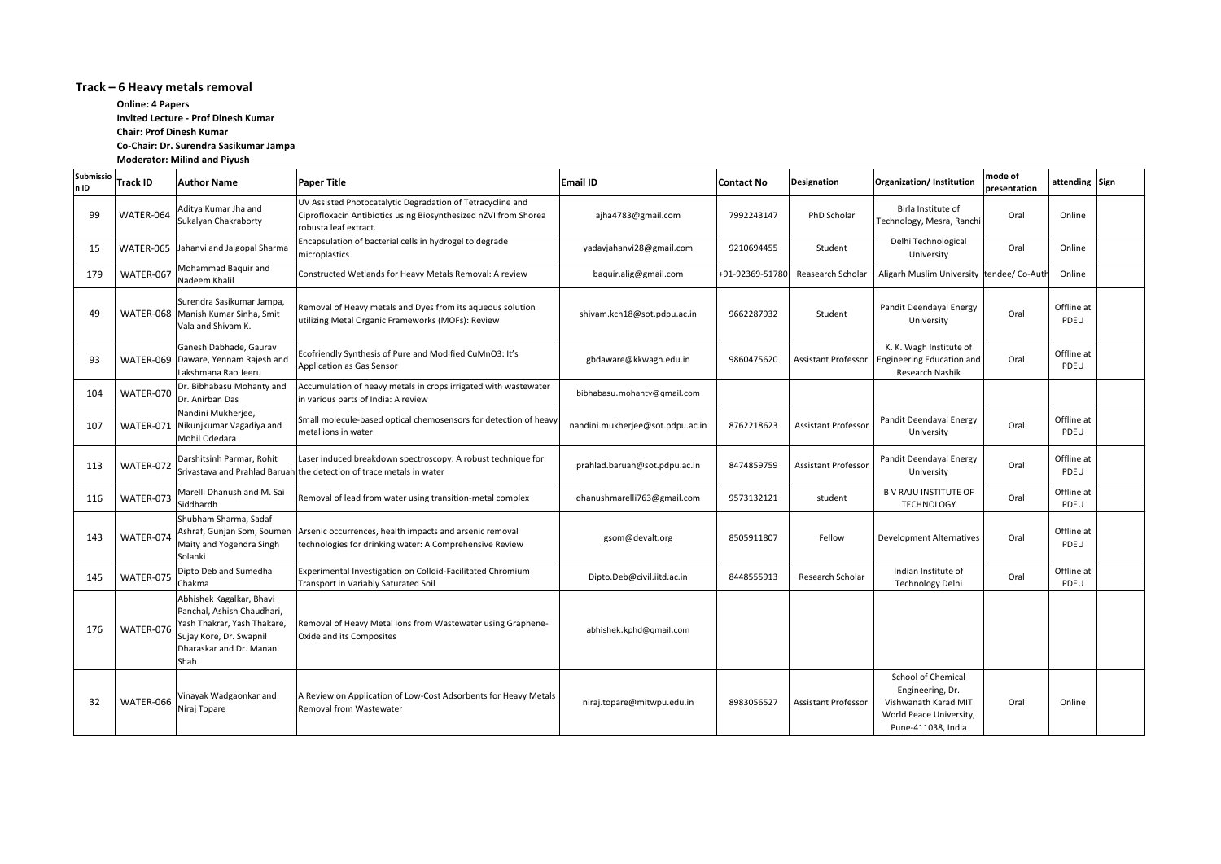## Track – 6 Heavy metals removal

**Online: 4 Papers**

**Invited Lecture - Prof Dinesh Kumar**

**Chair: Prof Dinesh Kumar**

**Co-Chair: Dr. Surendra Sasikumar Jampa**

**Moderator: Milind and Piyush**

| Submission ID | Track ID | Author Name | Paper Title | Email ID | Contact No | Designation | Organization/ Institution | mode of presentation | attending | Sign |
|---|---|---|---|---|---|---|---|---|---|---|
| 99 | WATER-064 | Aditya Kumar Jha and Sukalyan Chakraborty | UV Assisted Photocatalytic Degradation of Tetracycline and Ciprofloxacin Antibiotics using Biosynthesized nZVI from Shorea robusta leaf extract. | ajha4783@gmail.com | 7992243147 | PhD Scholar | Birla Institute of Technology, Mesra, Ranchi | Oral | Online | |
| 15 | WATER-065 | Jahanvi and Jaigopal Sharma | Encapsulation of bacterial cells in hydrogel to degrade microplastics | yadavjahanvi28@gmail.com | 9210694455 | Student | Delhi Technological University | Oral | Online | |
| 179 | WATER-067 | Mohammad Baquir and Nadeem Khalil | Constructed Wetlands for Heavy Metals Removal: A review | baquir.alig@gmail.com | +91-92369-51780 | Reasearch Scholar | Aligarh Muslim University | tendee/ Co-Auth | Online | |
| 49 | WATER-068 | Surendra Sasikumar Jampa, Manish Kumar Sinha, Smit Vala and Shivam K. | Removal of Heavy metals and Dyes from its aqueous solution utilizing Metal Organic Frameworks (MOFs): Review | shivam.kch18@sot.pdpu.ac.in | 9662287932 | Student | Pandit Deendayal Energy University | Oral | Offline at PDEU | |
| 93 | WATER-069 | Ganesh Dabhade, Gaurav Daware, Yennam Rajesh and Lakshmana Rao Jeeru | Ecofriendly Synthesis of Pure and Modified CuMnO3: It's Application as Gas Sensor | gbdaware@kkwagh.edu.in | 9860475620 | Assistant Professor | K. K. Wagh Institute of Engineering Education and Research Nashik | Oral | Offline at PDEU | |
| 104 | WATER-070 | Dr. Bibhabasu Mohanty and Dr. Anirban Das | Accumulation of heavy metals in crops irrigated with wastewater in various parts of India: A review | bibhabasu.mohanty@gmail.com | | | | | | |
| 107 | WATER-071 | Nandini Mukherjee, Nikunjkumar Vagadiya and Mohil Odedara | Small molecule-based optical chemosensors for detection of heavy metal ions in water | nandini.mukherjee@sot.pdpu.ac.in | 8762218623 | Assistant Professor | Pandit Deendayal Energy University | Oral | Offline at PDEU | |
| 113 | WATER-072 | Darshitsinh Parmar, Rohit Srivastava and Prahlad Baruah | Laser induced breakdown spectroscopy: A robust technique for the detection of trace metals in water | prahlad.baruah@sot.pdpu.ac.in | 8474859759 | Assistant Professor | Pandit Deendayal Energy University | Oral | Offline at PDEU | |
| 116 | WATER-073 | Marelli Dhanush and M. Sai Siddhardh | Removal of lead from water using transition-metal complex | dhanushmarelli763@gmail.com | 9573132121 | student | B V RAJU INSTITUTE OF TECHNOLOGY | Oral | Offline at PDEU | |
| 143 | WATER-074 | Shubham Sharma, Sadaf Ashraf, Gunjan Som, Soumen Maity and Yogendra Singh Solanki | Arsenic occurrences, health impacts and arsenic removal technologies for drinking water: A Comprehensive Review | gsom@devalt.org | 8505911807 | Fellow | Development Alternatives | Oral | Offline at PDEU | |
| 145 | WATER-075 | Dipto Deb and Sumedha Chakma | Experimental Investigation on Colloid-Facilitated Chromium Transport in Variably Saturated Soil | Dipto.Deb@civil.iitd.ac.in | 8448555913 | Research Scholar | Indian Institute of Technology Delhi | Oral | Offline at PDEU | |
| 176 | WATER-076 | Abhishek Kagalkar, Bhavi Panchal, Ashish Chaudhari, Yash Thakrar, Yash Thakare, Sujay Kore, Dr. Swapnil Dharaskar and Dr. Manan Shah | Removal of Heavy Metal Ions from Wastewater using Graphene-Oxide and its Composites | abhishek.kphd@gmail.com | | | | | | |
| 32 | WATER-066 | Vinayak Wadgaonkar and Niraj Topare | A Review on Application of Low-Cost Adsorbents for Heavy Metals Removal from Wastewater | niraj.topare@mitwpu.edu.in | 8983056527 | Assistant Professor | School of Chemical Engineering, Dr. Vishwanath Karad MIT World Peace University, Pune-411038, India | Oral | Online | |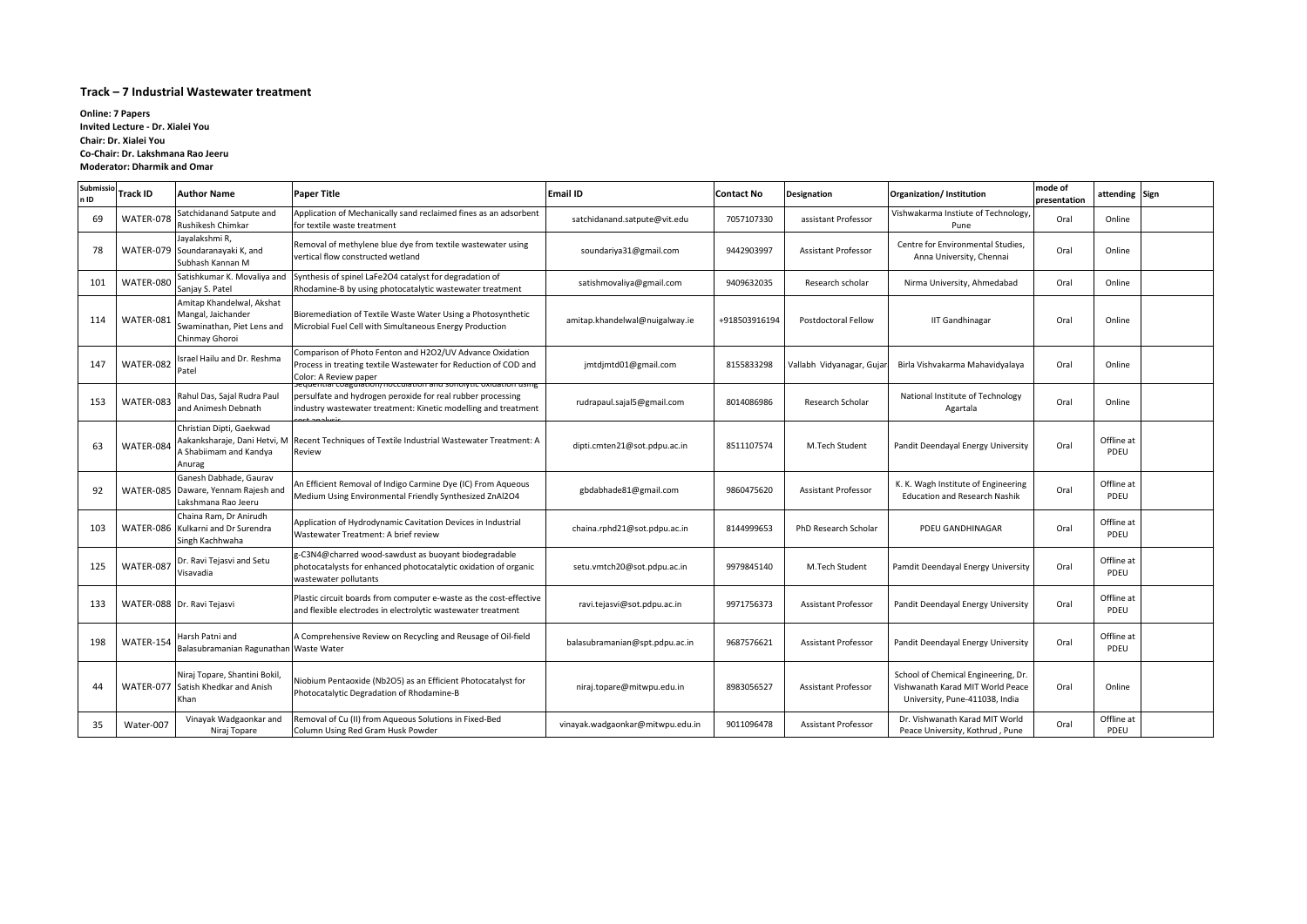### Track – 7 Industrial Wastewater treatment

**Online: 7 Papers**
**Invited Lecture - Dr. Xialei You**
**Chair: Dr. Xialei You**
**Co-Chair: Dr. Lakshmana Rao Jeeru**
**Moderator: Dharmik and Omar**

| Submission ID | Track ID | Author Name | Paper Title | Email ID | Contact No | Designation | Organization/ Institution | mode of presentation | attending | Sign |
|---|---|---|---|---|---|---|---|---|---|---|
| 69 | WATER-078 | Satchidanand Satpute and Rushikesh Chimkar | Application of Mechanically sand reclaimed fines as an adsorbent for textile waste treatment | satchidanand.satpute@vit.edu | 7057107330 | assistant Professor | Vishwakarma Instiute of Technology, Pune | Oral | Online | |
| 78 | WATER-079 | Jayalakshmi R, Soundaranayaki K, and Subhash Kannan M | Removal of methylene blue dye from textile wastewater using vertical flow constructed wetland | soundariya31@gmail.com | 9442903997 | Assistant Professor | Centre for Environmental Studies, Anna University, Chennai | Oral | Online | |
| 101 | WATER-080 | Satishkumar K. Movaliya and Sanjay S. Patel | Synthesis of spinel $LaFe_2O_4$ catalyst for degradation of Rhodamine-B by using photocatalytic wastewater treatment | satishmovaliya@gmail.com | 9409632035 | Research scholar | Nirma University, Ahmedabad | Oral | Online | |
| 114 | WATER-081 | Amitap Khandelwal, Akshat Mangal, Jaichander Swaminathan, Piet Lens and Chinmay Ghoroi | Bioremediation of Textile Waste Water Using a Photosynthetic Microbial Fuel Cell with Simultaneous Energy Production | amitap.khandelwal@nuigalway.ie | +918503916194 | Postdoctoral Fellow | IIT Gandhinagar | Oral | Online | |
| 147 | WATER-082 | Israel Hailu and Dr. Reshma Patel | Comparison of Photo Fenton and H2O2/UV Advance Oxidation Process in treating textile Wastewater for Reduction of COD and Color: A Review paper | jmtdjmtd01@gmail.com | 8155833298 | Vallabh Vidyanagar, Gujar | Birla Vishvakarma Mahavidyalaya | Oral | Online | |
| 153 | WATER-083 | Rahul Das, Sajal Rudra Paul and Animesh Debnath | Sequential coagulation/flocculation and sonolytic oxidation using persulfate and hydrogen peroxide for real rubber processing industry wastewater treatment: Kinetic modelling and treatment cost analysis | rudrapaul.sajal5@gmail.com | 8014086986 | Research Scholar | National Institute of Technology Agartala | Oral | Online | |
| 63 | WATER-084 | Christian Dipti, Gaekwad Aakanksharaje, Dani Hetvi, M A Shabiimam and Kandya Anurag | Recent Techniques of Textile Industrial Wastewater Treatment: A Review | dipti.cmten21@sot.pdpu.ac.in | 8511107574 | M.Tech Student | Pandit Deendayal Energy University | Oral | Offline at PDEU | |
| 92 | WATER-085 | Ganesh Dabhade, Gaurav Daware, Yennam Rajesh and Lakshmana Rao Jeeru | An Efficient Removal of Indigo Carmine Dye (IC) From Aqueous Medium Using Environmental Friendly Synthesized $ZnAl_2O_4$ | gbdabhade81@gmail.com | 9860475620 | Assistant Professor | K. K. Wagh Institute of Engineering Education and Research Nashik | Oral | Offline at PDEU | |
| 103 | WATER-086 | Chaina Ram, Dr Anirudh Kulkarni and Dr Surendra Singh Kachhwaha | Application of Hydrodynamic Cavitation Devices in Industrial Wastewater Treatment: A brief review | chaina.rphd21@sot.pdpu.ac.in | 8144999653 | PhD Research Scholar | PDEU GANDHINAGAR | Oral | Offline at PDEU | |
| 125 | WATER-087 | Dr. Ravi Tejasvi and Setu Visavadia | g-$C_3N_4$@charred wood-sawdust as buoyant biodegradable photocatalysts for enhanced photocatalytic oxidation of organic wastewater pollutants | setu.vmtch20@sot.pdpu.ac.in | 9979845140 | M.Tech Student | Pamdit Deendayal Energy University | Oral | Offline at PDEU | |
| 133 | WATER-088 | Dr. Ravi Tejasvi | Plastic circuit boards from computer e-waste as the cost-effective and flexible electrodes in electrolytic wastewater treatment | ravi.tejasvi@sot.pdpu.ac.in | 9971756373 | Assistant Professor | Pandit Deendayal Energy University | Oral | Offline at PDEU | |
| 198 | WATER-154 | Harsh Patni and Balasubramanian Ragunathan | A Comprehensive Review on Recycling and Reusage of Oil-field Waste Water | balasubramanian@spt.pdpu.ac.in | 9687576621 | Assistant Professor | Pandit Deendayal Energy University | Oral | Offline at PDEU | |
| 44 | WATER-077 | Niraj Topare, Shantini Bokil, Satish Khedkar and Anish Khan | Niobium Pentaoxide ($Nb_2O_5$) as an Efficient Photocatalyst for Photocatalytic Degradation of Rhodamine-B | niraj.topare@mitwpu.edu.in | 8983056527 | Assistant Professor | School of Chemical Engineering, Dr. Vishwanath Karad MIT World Peace University, Pune-411038, India | Oral | Online | |
| 35 | Water-007 | Vinayak Wadgaonkar and Niraj Topare | Removal of Cu (II) from Aqueous Solutions in Fixed-Bed Column Using Red Gram Husk Powder | vinayak.wadgaonkar@mitwpu.edu.in | 9011096478 | Assistant Professor | Dr. Vishwanath Karad MIT World Peace University, Kothrud , Pune | Oral | Offline at PDEU | |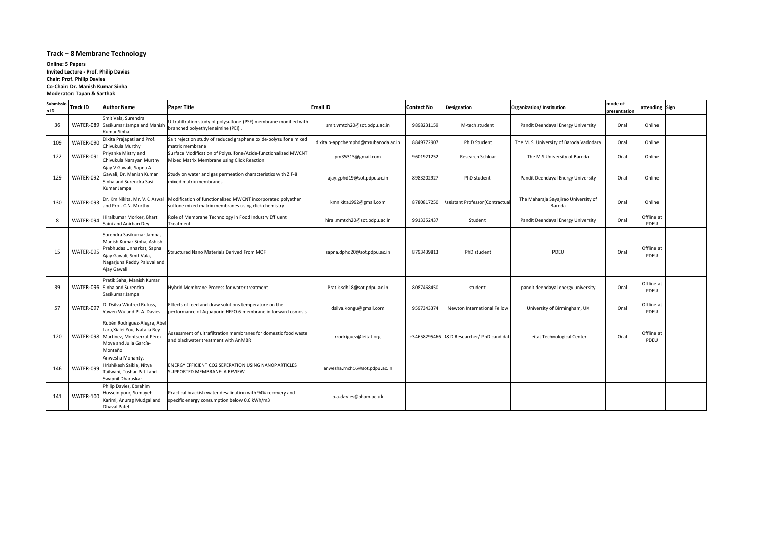## Track – 8 Membrane Technology

**Online: 5 Papers**
**Invited Lecture - Prof. Philip Davies**
**Chair: Prof. Philip Davies**
**Co-Chair: Dr. Manish Kumar Sinha**
**Moderator: Tapan & Sarthak**

| Submission ID | Track ID | Author Name | Paper Title | Email ID | Contact No | Designation | Organization/ Institution | mode of presentation | attending | Sign |
|---|---|---|---|---|---|---|---|---|---|---|
| 36 | WATER-089 | Smit Vala, Surendra Sasikumar Jampa and Manish Kumar Sinha | Ultrafiltration study of polysulfone (PSF) membrane modified with branched polyethyleneimine (PEI) . | smit.vmtch20@sot.pdpu.ac.in | 9898231159 | M-tech student | Pandit Deendayal Energy University | Oral | Online | |
| 109 | WATER-090 | Dixita Prajapati and Prof. Chivukula Murthy | Salt rejection study of reduced graphene oxide-polysulfone mixed matrix membrane | dixita.p-appchemphd@msubaroda.ac.in | 8849772907 | Ph.D Student | The M. S. University of Baroda.Vadodara | Oral | Online | |
| 122 | WATER-091 | Priyanka Mistry and Chivukula Narayan Murthy | Surface Modification of Polysulfone/Azide-functionalized MWCNT Mixed Matrix Membrane using Click Reaction | pm35315@gmail.com | 9601921252 | Research Schloar | The M.S.University of Baroda | Oral | Online | |
| 129 | WATER-092 | Ajay V Gawali, Sapna A Gawali, Dr. Manish Kumar Sinha and Surendra Sasi Kumar Jampa | Study on water and gas permeation characteristics with ZIF-8 mixed matrix membranes | ajay.gphd19@sot.pdpu.ac.in | 8983202927 | PhD student | Pandit Deendayal Energy University | Oral | Online | |
| 130 | WATER-093 | Dr. Km Nikita, Mr. V.K. Aswal and Prof. C.N. Murthy | Modification of functionalized MWCNT incorporated polyether sulfone mixed matrix membranes using click chemistry | kmnikita1992@gmail.com | 8780817250 | Assistant Professor(Contractual | The Maharaja Sayajirao University of Baroda | Oral | Online | |
| 8 | WATER-094 | Hiralkumar Morker, Bharti Saini and Anirban Dey | Role of Membrane Technology in Food Industry Effluent Treatment | hiral.mmtch20@sot.pdpu.ac.in | 9913352437 | Student | Pandit Deendayal Energy University | Oral | Offline at PDEU | |
| 15 | WATER-095 | Surendra Sasikumar Jampa, Manish Kumar Sinha, Ashish Prabhudas Unnarkat, Sapna Ajay Gawali, Smit Vala, Nagarjuna Reddy Paluvai and Ajay Gawali | Structured Nano Materials Derived From MOF | sapna.dphd20@sot.pdpu.ac.in | 8793439813 | PhD student | PDEU | Oral | Offline at PDEU | |
| 39 | WATER-096 | Pratik Saha, Manish Kumar Sinha and Surendra Sasikumar Jampa | Hybrid Membrane Process for water treatment | Pratik.sch18@sot.pdpu.ac.in | 8087468450 | student | pandit deendayal energy university | Oral | Offline at PDEU | |
| 57 | WATER-097 | D. Dsilva Winfred Rufuss, Yawen Wu and P. A. Davies | Effects of feed and draw solutions temperature on the performance of Aquaporin HFFO.6 membrane in forward osmosis | dsilva.kongu@gmail.com | 9597343374 | Newton International Fellow | University of Birmingham, UK | Oral | Offline at PDEU | |
| 120 | WATER-098 | Rubén Rodríguez-Alegre, Abel Lara,Xialei You, Natalia Rey-Martínez, Montserrat Pérez-Moya and Julia García-Montaño | Assessment of ultrafiltration membranes for domestic food waste and blackwater treatment with AnMBR | rrodriguez@leitat.org | +34658295466 | R&D Researcher/ PhD candidate | Leitat Technological Center | Oral | Offline at PDEU | |
| 146 | WATER-099 | Anwesha Mohanty, Hrishikesh Saikia, Nitya Tailwani, Tushar Patil and Swapnil Dharaskar | ENERGY EFFICIENT CO2 SEPERATION USING NANOPARTICLES SUPPORTED MEMBRANE: A REVIEW | anwesha.mch16@sot.pdpu.ac.in | | | | | | |
| 141 | WATER-100 | Philip Davies, Ebrahim Hosseinipour, Somayeh Karimi, Anurag Mudgal and Dhaval Patel | Practical brackish water desalination with 94% recovery and specific energy consumption below 0.6 kWh/m3 | p.a.davies@bham.ac.uk | | | | | | |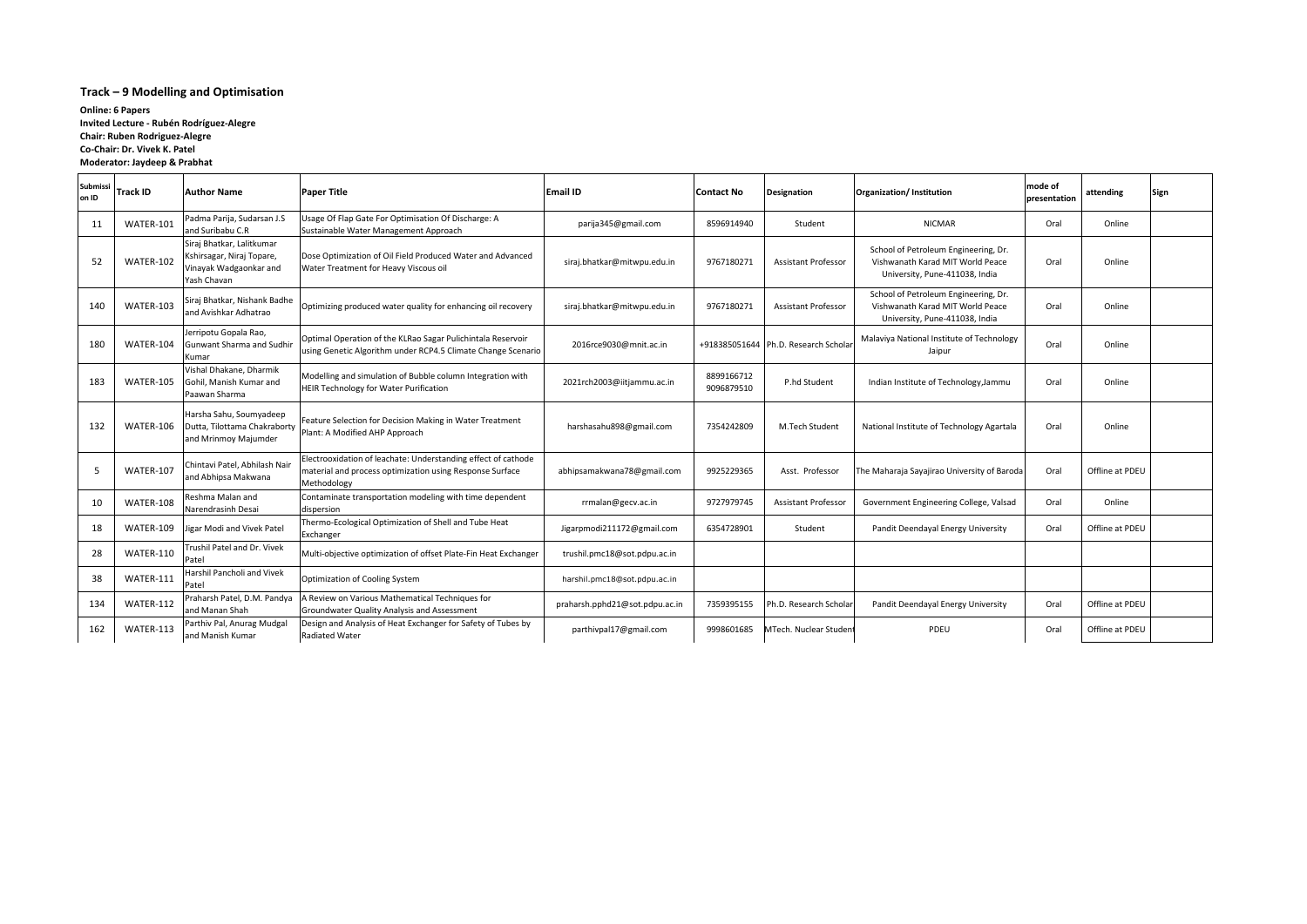## Track – 9 Modelling and Optimisation

**Online: 6 Papers**
**Invited Lecture - Rubén Rodríguez-Alegre**
**Chair: Ruben Rodriguez-Alegre**
**Co-Chair: Dr. Vivek K. Patel**
**Moderator: Jaydeep & Prabhat**

| Submission ID | Track ID | Author Name | Paper Title | Email ID | Contact No | Designation | Organization/ Institution | mode of presentation | attending | Sign |
|---|---|---|---|---|---|---|---|---|---|---|
| 11 | WATER-101 | Padma Parija, Sudarsan J.S and Suribabu C.R | Usage Of Flap Gate For Optimisation Of Discharge: A Sustainable Water Management Approach | parija345@gmail.com | 8596914940 | Student | NICMAR | Oral | Online | |
| 52 | WATER-102 | Siraj Bhatkar, Lalitkumar Kshirsagar, Niraj Topare, Vinayak Wadgaonkar and Yash Chavan | Dose Optimization of Oil Field Produced Water and Advanced Water Treatment for Heavy Viscous oil | siraj.bhatkar@mitwpu.edu.in | 9767180271 | Assistant Professor | School of Petroleum Engineering, Dr. Vishwanath Karad MIT World Peace University, Pune-411038, India | Oral | Online | |
| 140 | WATER-103 | Siraj Bhatkar, Nishank Badhe and Avishkar Adhatrao | Optimizing produced water quality for enhancing oil recovery | siraj.bhatkar@mitwpu.edu.in | 9767180271 | Assistant Professor | School of Petroleum Engineering, Dr. Vishwanath Karad MIT World Peace University, Pune-411038, India | Oral | Online | |
| 180 | WATER-104 | Jerripotu Gopala Rao, Gunwant Sharma and Sudhir Kumar | Optimal Operation of the KLRao Sagar Pulichintala Reservoir using Genetic Algorithm under RCP4.5 Climate Change Scenario | 2016rce9030@mnit.ac.in | +918385051644 | Ph.D. Research Scholar | Malaviya National Institute of Technology Jaipur | Oral | Online | |
| 183 | WATER-105 | Vishal Dhakane, Dharmik Gohil, Manish Kumar and Paawan Sharma | Modelling and simulation of Bubble column Integration with HEIR Technology for Water Purification | 2021rch2003@iitjammu.ac.in | 8899166712 9096879510 | P.hd Student | Indian Institute of Technology,Jammu | Oral | Online | |
| 132 | WATER-106 | Harsha Sahu, Soumyadeep Dutta, Tilottama Chakraborty and Mrinmoy Majumder | Feature Selection for Decision Making in Water Treatment Plant: A Modified AHP Approach | harshasahu898@gmail.com | 7354242809 | M.Tech Student | National Institute of Technology Agartala | Oral | Online | |
| 5 | WATER-107 | Chintavi Patel, Abhilash Nair and Abhipsa Makwana | Electrooxidation of leachate: Understanding effect of cathode material and process optimization using Response Surface Methodology | abhipsamakwana78@gmail.com | 9925229365 | Asst. Professor | The Maharaja Sayajirao University of Baroda | Oral | Offline at PDEU | |
| 10 | WATER-108 | Reshma Malan and Narendrasinh Desai | Contaminate transportation modeling with time dependent dispersion | rrmalan@gecv.ac.in | 9727979745 | Assistant Professor | Government Engineering College, Valsad | Oral | Online | |
| 18 | WATER-109 | Jigar Modi and Vivek Patel | Thermo-Ecological Optimization of Shell and Tube Heat Exchanger | Jigarpmodi211172@gmail.com | 6354728901 | Student | Pandit Deendayal Energy University | Oral | Offline at PDEU | |
| 28 | WATER-110 | Trushil Patel and Dr. Vivek Patel | Multi-objective optimization of offset Plate-Fin Heat Exchanger | trushil.pmc18@sot.pdpu.ac.in | | | | | | |
| 38 | WATER-111 | Harshil Pancholi and Vivek Patel | Optimization of Cooling System | harshil.pmc18@sot.pdpu.ac.in | | | | | | |
| 134 | WATER-112 | Praharsh Patel, D.M. Pandya and Manan Shah | A Review on Various Mathematical Techniques for Groundwater Quality Analysis and Assessment | praharsh.pphd21@sot.pdpu.ac.in | 7359395155 | Ph.D. Research Scholar | Pandit Deendayal Energy University | Oral | Offline at PDEU | |
| 162 | WATER-113 | Parthiv Pal, Anurag Mudgal and Manish Kumar | Design and Analysis of Heat Exchanger for Safety of Tubes by Radiated Water | parthivpal17@gmail.com | 9998601685 | MTech. Nuclear Student | PDEU | Oral | Offline at PDEU | |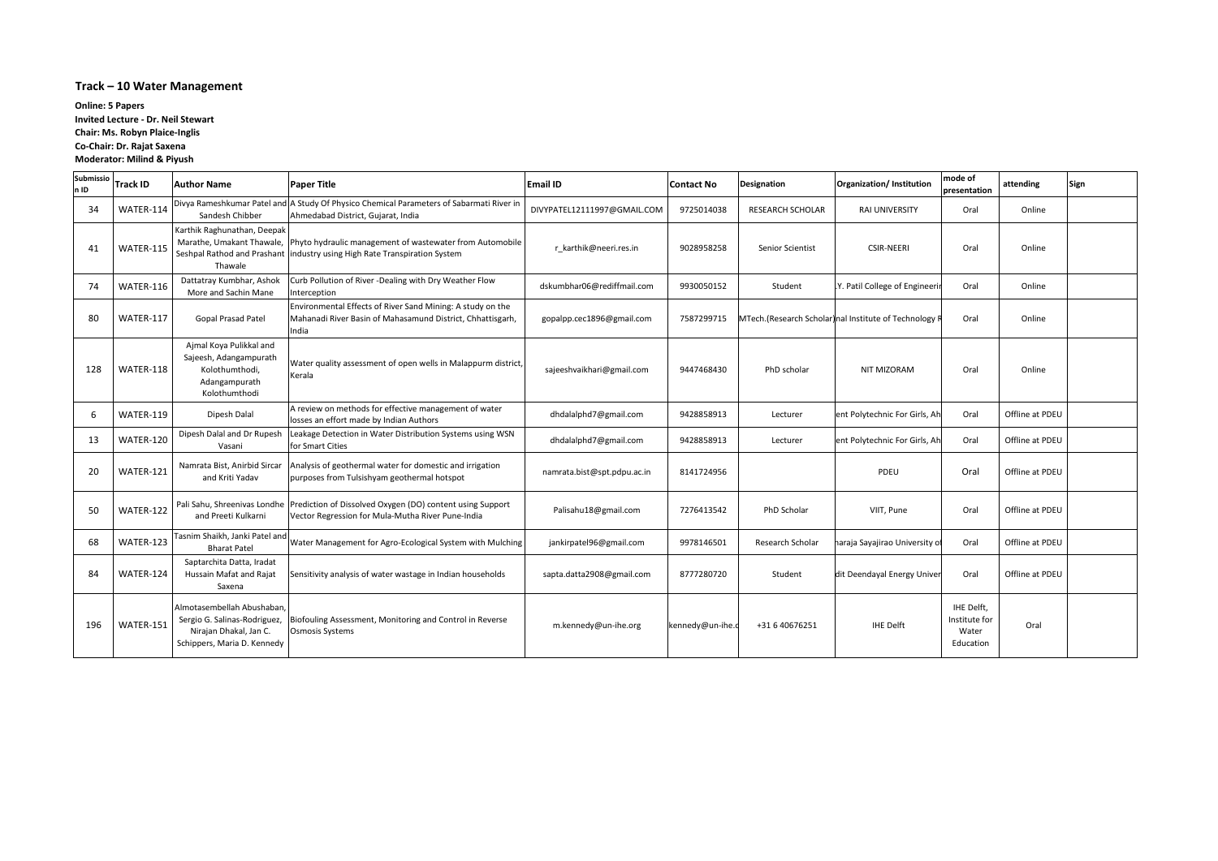## Track – 10 Water Management

**Online: 5 Papers**
**Invited Lecture - Dr. Neil Stewart**
**Chair: Ms. Robyn Plaice-Inglis**
**Co-Chair: Dr. Rajat Saxena**
**Moderator: Milind & Piyush**

| Submission ID | Track ID | Author Name | Paper Title | Email ID | Contact No | Designation | Organization/ Institution | mode of presentation | attending | Sign |
|---|---|---|---|---|---|---|---|---|---|---|
| 34 | WATER-114 | Divya Rameshkumar Patel and Sandesh Chibber | A Study Of Physico Chemical Parameters of Sabarmati River in Ahmedabad District, Gujarat, India | DIVYPATEL12111997@GMAIL.COM | 9725014038 | RESEARCH SCHOLAR | RAI UNIVERSITY | Oral | Online | |
| 41 | WATER-115 | Karthik Raghunathan, Deepak Marathe, Umakant Thawale, Seshpal Rathod and Prashant Thawale | Phyto hydraulic management of wastewater from Automobile industry using High Rate Transpiration System | r_karthik@neeri.res.in | 9028958258 | Senior Scientist | CSIR-NEERI | Oral | Online | |
| 74 | WATER-116 | Dattatray Kumbhar, Ashok More and Sachin Mane | Curb Pollution of River -Dealing with Dry Weather Flow Interception | dskumbhar06@rediffmail.com | 9930050152 | Student | .Y. Patil College of Engineerir | Oral | Online | |
| 80 | WATER-117 | Gopal Prasad Patel | Environmental Effects of River Sand Mining: A study on the Mahanadi River Basin of Mahasamund District, Chhattisgarh, India | gopalpp.cec1896@gmail.com | 7587299715 | MTech.(Research Scholar) | nal Institute of Technology R | Oral | Online | |
| 128 | WATER-118 | Ajmal Koya Pulikkal and Sajeesh, Adangampurath Kolothumthodi, Adangampurath Kolothumthodi | Water quality assessment of open wells in Malappurm district, Kerala | sajeeshvaikhari@gmail.com | 9447468430 | PhD scholar | NIT MIZORAM | Oral | Online | |
| 6 | WATER-119 | Dipesh Dalal | A review on methods for effective management of water losses an effort made by Indian Authors | dhdalalphd7@gmail.com | 9428858913 | Lecturer | ent Polytechnic For Girls, Ah | Oral | Offline at PDEU | |
| 13 | WATER-120 | Dipesh Dalal and Dr Rupesh Vasani | Leakage Detection in Water Distribution Systems using WSN for Smart Cities | dhdalalphd7@gmail.com | 9428858913 | Lecturer | ent Polytechnic For Girls, Ah | Oral | Offline at PDEU | |
| 20 | WATER-121 | Namrata Bist, Anirbid Sircar and Kriti Yadav | Analysis of geothermal water for domestic and irrigation purposes from Tulsishyam geothermal hotspot | namrata.bist@spt.pdpu.ac.in | 8141724956 | | PDEU | Oral | Offline at PDEU | |
| 50 | WATER-122 | Pali Sahu, Shreenivas Londhe and Preeti Kulkarni | Prediction of Dissolved Oxygen (DO) content using Support Vector Regression for Mula-Mutha River Pune-India | Palisahu18@gmail.com | 7276413542 | PhD Scholar | VIIT, Pune | Oral | Offline at PDEU | |
| 68 | WATER-123 | Tasnim Shaikh, Janki Patel and Bharat Patel | Water Management for Agro-Ecological System with Mulching | jankirpatel96@gmail.com | 9978146501 | Research Scholar | haraja Sayajirao University of | Oral | Offline at PDEU | |
| 84 | WATER-124 | Saptarchita Datta, Iradat Hussain Mafat and Rajat Saxena | Sensitivity analysis of water wastage in Indian households | sapta.datta2908@gmail.com | 8777280720 | Student | dit Deendayal Energy Univer | Oral | Offline at PDEU | |
| 196 | WATER-151 | Almotasembellah Abushaban, Sergio G. Salinas-Rodriguez, Nirajan Dhakal, Jan C. Schippers, Maria D. Kennedy | Biofouling Assessment, Monitoring and Control in Reverse Osmosis Systems | m.kennedy@un-ihe.org | kennedy@un-ihe.o | +31 6 40676251 | IHE Delft | IHE Delft, Institute for Water Education | Oral | |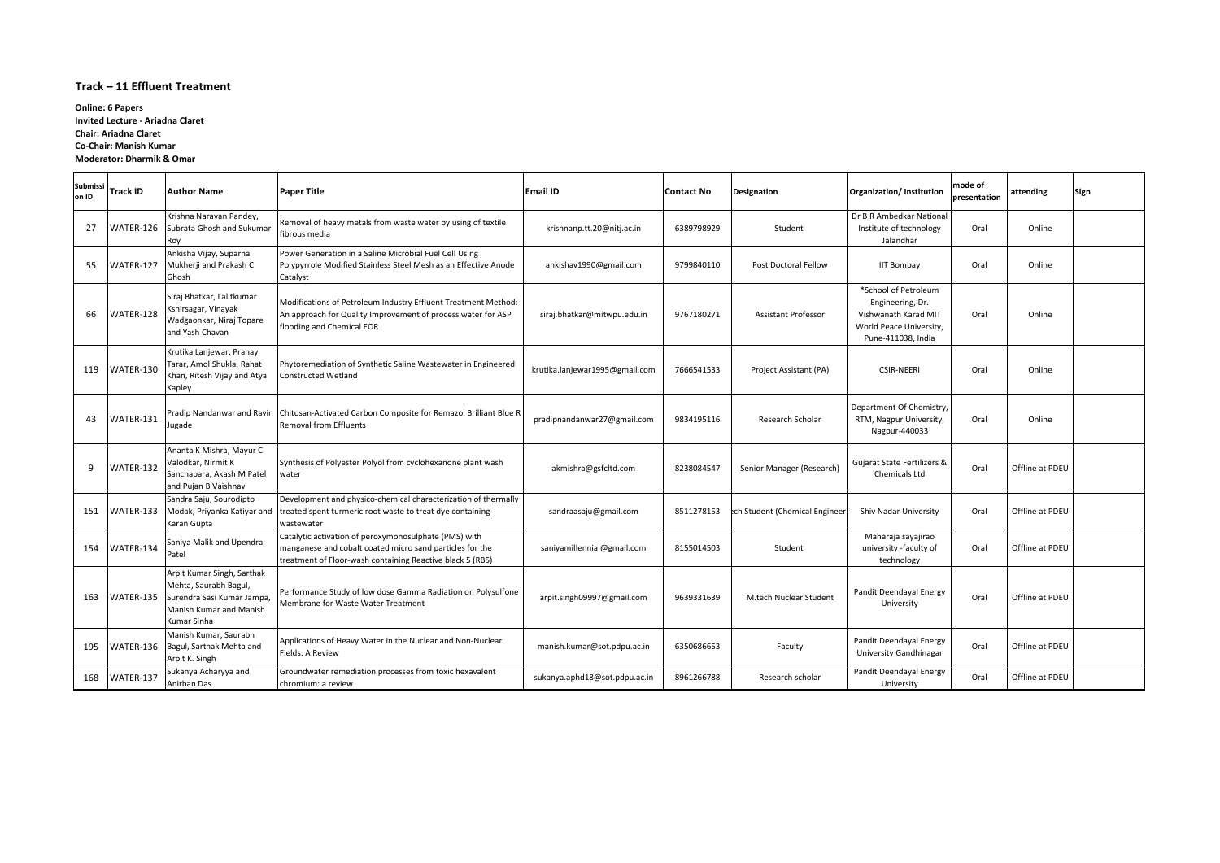## Track – 11 Effluent Treatment

**Online: 6 Papers**
**Invited Lecture - Ariadna Claret**
**Chair: Ariadna Claret**
**Co-Chair: Manish Kumar**
**Moderator: Dharmik & Omar**

| Submission ID | Track ID | Author Name | Paper Title | Email ID | Contact No | Designation | Organization/ Institution | mode of presentation | attending | Sign |
|---|---|---|---|---|---|---|---|---|---|---|
| 27 | WATER-126 | Krishna Narayan Pandey, Subrata Ghosh and Sukumar Roy | Removal of heavy metals from waste water by using of textile fibrous media | krishnanp.tt.20@nitj.ac.in | 6389798929 | Student | Dr B R Ambedkar National Institute of technology Jalandhar | Oral | Online | |
| 55 | WATER-127 | Ankisha Vijay, Suparna Mukherji and Prakash C Ghosh | Power Generation in a Saline Microbial Fuel Cell Using Polypyrrole Modified Stainless Steel Mesh as an Effective Anode Catalyst | ankishav1990@gmail.com | 9799840110 | Post Doctoral Fellow | IIT Bombay | Oral | Online | |
| 66 | WATER-128 | Siraj Bhatkar, Lalitkumar Kshirsagar, Vinayak Wadgaonkar, Niraj Topare and Yash Chavan | Modifications of Petroleum Industry Effluent Treatment Method: An approach for Quality Improvement of process water for ASP flooding and Chemical EOR | siraj.bhatkar@mitwpu.edu.in | 9767180271 | Assistant Professor | *School of Petroleum Engineering, Dr. Vishwanath Karad MIT World Peace University, Pune-411038, India | Oral | Online | |
| 119 | WATER-130 | Krutika Lanjewar, Pranay Tarar, Amol Shukla, Rahat Khan, Ritesh Vijay and Atya Kapley | Phytoremediation of Synthetic Saline Wastewater in Engineered Constructed Wetland | krutika.lanjewar1995@gmail.com | 7666541533 | Project Assistant (PA) | CSIR-NEERI | Oral | Online | |
| 43 | WATER-131 | Pradip Nandanwar and Ravin Jugade | Chitosan-Activated Carbon Composite for Remazol Brilliant Blue R Removal from Effluents | pradipnandanwar27@gmail.com | 9834195116 | Research Scholar | Department Of Chemistry, RTM, Nagpur University, Nagpur-440033 | Oral | Online | |
| 9 | WATER-132 | Ananta K Mishra, Mayur C Valodkar, Nirmit K Sanchapara, Akash M Patel and Pujan B Vaishnav | Synthesis of Polyester Polyol from cyclohexanone plant wash water | akmishra@gsfcltd.com | 8238084547 | Senior Manager (Research) | Gujarat State Fertilizers & Chemicals Ltd | Oral | Offline at PDEU | |
| 151 | WATER-133 | Sandra Saju, Sourodipto Modak, Priyanka Katiyar and Karan Gupta | Development and physico-chemical characterization of thermally treated spent turmeric root waste to treat dye containing wastewater | sandraasaju@gmail.com | 8511278153 | ech Student (Chemical Engineeri | Shiv Nadar University | Oral | Offline at PDEU | |
| 154 | WATER-134 | Saniya Malik and Upendra Patel | Catalytic activation of peroxymonosulphate (PMS) with manganese and cobalt coated micro sand particles for the treatment of Floor-wash containing Reactive black 5 (RB5) | saniyamillennial@gmail.com | 8155014503 | Student | Maharaja sayajirao university -faculty of technology | Oral | Offline at PDEU | |
| 163 | WATER-135 | Arpit Kumar Singh, Sarthak Mehta, Saurabh Bagul, Surendra Sasi Kumar Jampa, Manish Kumar and Manish Kumar Sinha | Performance Study of low dose Gamma Radiation on Polysulfone Membrane for Waste Water Treatment | arpit.singh09997@gmail.com | 9639331639 | M.tech Nuclear Student | Pandit Deendayal Energy University | Oral | Offline at PDEU | |
| 195 | WATER-136 | Manish Kumar, Saurabh Bagul, Sarthak Mehta and Arpit K. Singh | Applications of Heavy Water in the Nuclear and Non-Nuclear Fields: A Review | manish.kumar@sot.pdpu.ac.in | 6350686653 | Faculty | Pandit Deendayal Energy University Gandhinagar | Oral | Offline at PDEU | |
| 168 | WATER-137 | Sukanya Acharyya and Anirban Das | Groundwater remediation processes from toxic hexavalent chromium: a review | sukanya.aphd18@sot.pdpu.ac.in | 8961266788 | Research scholar | Pandit Deendayal Energy University | Oral | Offline at PDEU | |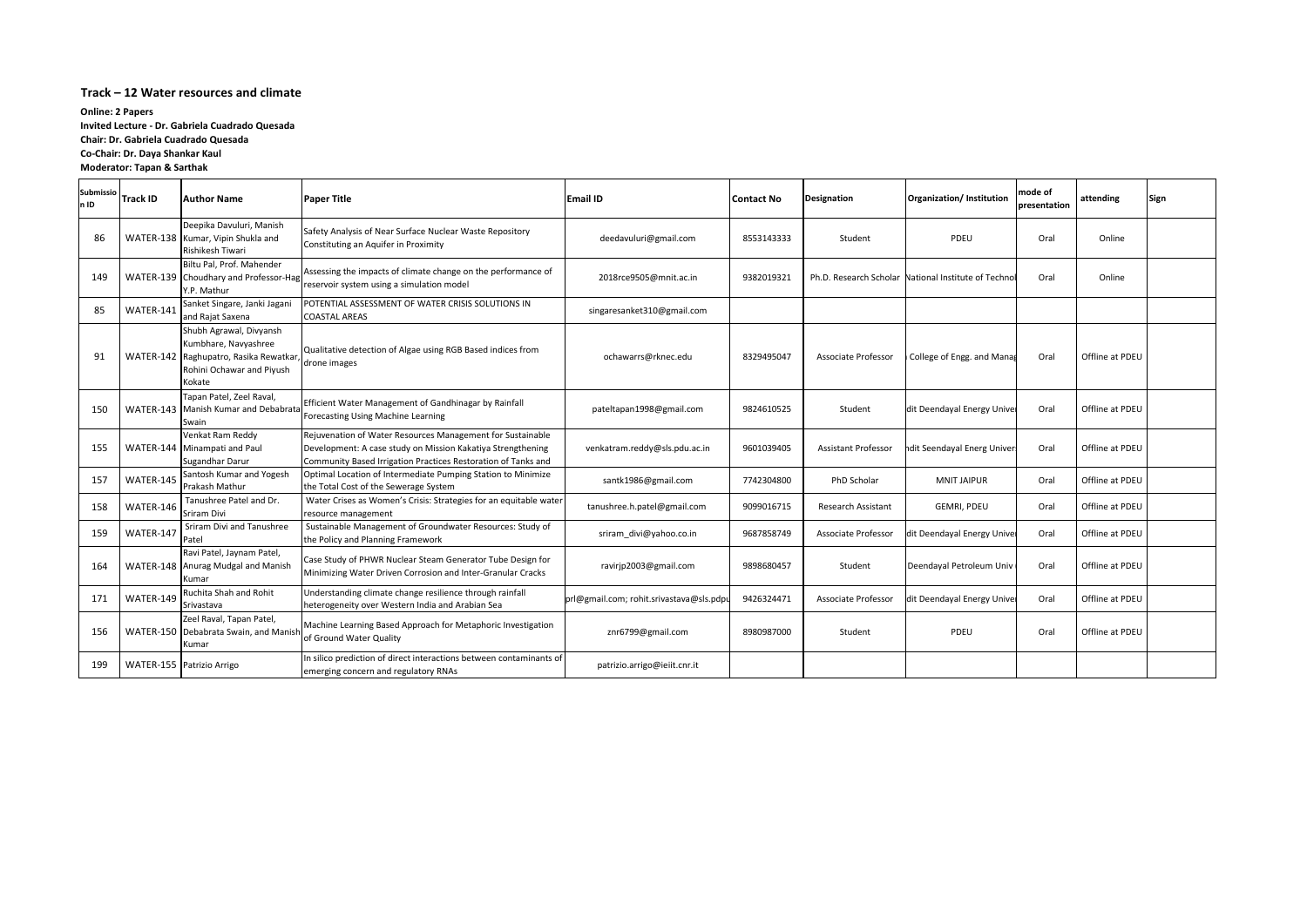### Track – 12 Water resources and climate

**Online: 2 Papers**
**Invited Lecture - Dr. Gabriela Cuadrado Quesada**
**Chair: Dr. Gabriela Cuadrado Quesada**
**Co-Chair: Dr. Daya Shankar Kaul**
**Moderator: Tapan & Sarthak**

| Submission ID | Track ID | Author Name | Paper Title | Email ID | Contact No | Designation | Organization/ Institution | mode of presentation | attending | Sign |
|---|---|---|---|---|---|---|---|---|---|---|
| 86 | WATER-138 | Deepika Davuluri, Manish Kumar, Vipin Shukla and Rishikesh Tiwari | Safety Analysis of Near Surface Nuclear Waste Repository Constituting an Aquifer in Proximity | deedavuluri@gmail.com | 8553143333 | Student | PDEU | Oral | Online | |
| 149 | WATER-139 | Biltu Pal, Prof. Mahender Choudhary and Professor-Hag Y.P. Mathur | Assessing the impacts of climate change on the performance of reservoir system using a simulation model | 2018rce9505@mnit.ac.in | 9382019321 | Ph.D. Research Scholar | National Institute of Technol | Oral | Online | |
| 85 | WATER-141 | Sanket Singare, Janki Jagani and Rajat Saxena | POTENTIAL ASSESSMENT OF WATER CRISIS SOLUTIONS IN COASTAL AREAS | singaresanket310@gmail.com | | | | | | |
| 91 | WATER-142 | Shubh Agrawal, Divyansh Kumbhare, Navyashree Raghupatro, Rasika Rewatkar, Rohini Ochawar and Piyush Kokate | Qualitative detection of Algae using RGB Based indices from drone images | ochawarrs@rknec.edu | 8329495047 | Associate Professor | College of Engg. and Manag | Oral | Offline at PDEU | |
| 150 | WATER-143 | Tapan Patel, Zeel Raval, Manish Kumar and Debabrata Swain | Efficient Water Management of Gandhinagar by Rainfall Forecasting Using Machine Learning | pateltapan1998@gmail.com | 9824610525 | Student | dit Deendayal Energy Unive | Oral | Offline at PDEU | |
| 155 | WATER-144 | Venkat Ram Reddy Minampati and Paul Sugandhar Darur | Rejuvenation of Water Resources Management for Sustainable Development: A case study on Mission Kakatiya Strengthening Community Based Irrigation Practices Restoration of Tanks and | venkatram.reddy@sls.pdu.ac.in | 9601039405 | Assistant Professor | ndit Seendayal Energ Univer | Oral | Offline at PDEU | |
| 157 | WATER-145 | Santosh Kumar and Yogesh Prakash Mathur | Optimal Location of Intermediate Pumping Station to Minimize the Total Cost of the Sewerage System | santk1986@gmail.com | 7742304800 | PhD Scholar | MNIT JAIPUR | Oral | Offline at PDEU | |
| 158 | WATER-146 | Tanushree Patel and Dr. Sriram Divi | Water Crises as Women's Crisis: Strategies for an equitable water resource management | tanushree.h.patel@gmail.com | 9099016715 | Research Assistant | GEMRI, PDEU | Oral | Offline at PDEU | |
| 159 | WATER-147 | Sriram Divi and Tanushree Patel | Sustainable Management of Groundwater Resources: Study of the Policy and Planning Framework | sriram_divi@yahoo.co.in | 9687858749 | Associate Professor | dit Deendayal Energy Unive | Oral | Offline at PDEU | |
| 164 | WATER-148 | Ravi Patel, Jaynam Patel, Anurag Mudgal and Manish Kumar | Case Study of PHWR Nuclear Steam Generator Tube Design for Minimizing Water Driven Corrosion and Inter-Granular Cracks | ravirjp2003@gmail.com | 9898680457 | Student | Deendayal Petroleum Univ | Oral | Offline at PDEU | |
| 171 | WATER-149 | Ruchita Shah and Rohit Srivastava | Understanding climate change resilience through rainfall heterogeneity over Western India and Arabian Sea | prl@gmail.com; rohit.srivastava@sls.pdpu | 9426324471 | Associate Professor | dit Deendayal Energy Unive | Oral | Offline at PDEU | |
| 156 | WATER-150 | Zeel Raval, Tapan Patel, Debabrata Swain, and Manish Kumar | Machine Learning Based Approach for Metaphoric Investigation of Ground Water Quality | znr6799@gmail.com | 8980987000 | Student | PDEU | Oral | Offline at PDEU | |
| 199 | WATER-155 | Patrizio Arrigo | In silico prediction of direct interactions between contaminants of emerging concern and regulatory RNAs | patrizio.arrigo@ieiit.cnr.it | | | | | | |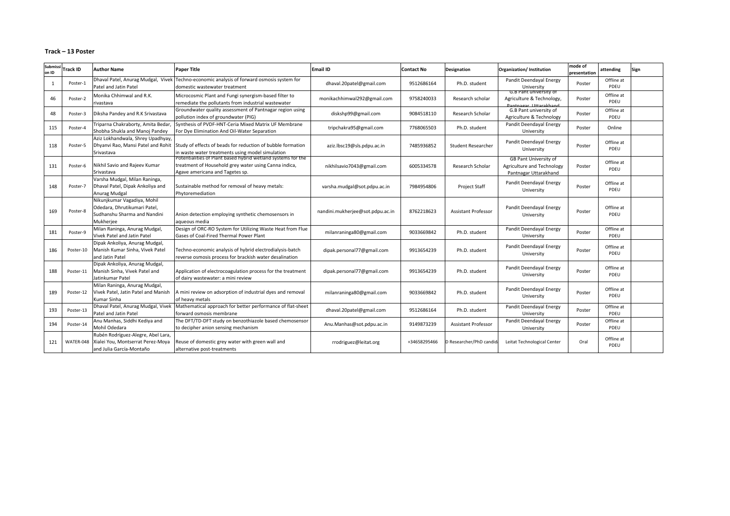**Track – 13 Poster**

| Submission ID | Track ID | Author Name | Paper Title | Email ID | Contact No | Designation | Organization/ Institution | mode of presentation | attending | Sign |
|---|---|---|---|---|---|---|---|---|---|---|
| 1 | Poster-1 | Dhaval Patel, Anurag Mudgal, Vivek Patel and Jatin Patel | Techno-economic analysis of forward osmosis system for domestic wastewater treatment | dhaval.20patel@gmail.com | 9512686164 | Ph.D. student | Pandit Deendayal Energy University | Poster | Offline at PDEU | |
| 46 | Poster-2 | Monika Chhimwal and R.K. rivastava | Microcosmic Plant and Fungi synergism-based filter to remediate the pollutants from industrial wastewater | monikachhimwal292@gmail.com | 9758240033 | Research scholar | G.B Pant university of Agriculture & Technology, Pantnagar, Uttarakhand | Poster | Offline at PDEU | |
| 48 | Poster-3 | Diksha Pandey and R.K Srivastava | Groundwater quality assessment of Pantnagar region using pollution index of groundwater (PIG) | diskshp99@gmail.com | 9084518110 | Research Scholar | G.B Pant university of Agriculture & Technology | Poster | Offline at PDEU | |
| 115 | Poster-4 | Triparna Chakraborty, Amita Bedar, Shobha Shukla and Manoj Pandey | Synthesis of PVDF-HNT-Ceria Mixed Matrix UF Membrane For Dye Elimination And Oil-Water Separation | tripchakra95@gmail.com | 7768065503 | Ph.D. student | Pandit Deendayal Energy University | Poster | Online | |
| 118 | Poster-5 | Aziz Lokhandwala, Shrey Upadhyay, Dhyanvi Rao, Mansi Patel and Rohit Srivastava | Study of effects of beads for reduction of bubble formation in waste water treatments using model simulation | aziz.lbsc19@sls.pdpu.ac.in | 7485936852 | Student Researcher | Pandit Deendayal Energy University | Poster | Offline at PDEU | |
| 131 | Poster-6 | Nikhil Savio and Rajeev Kumar Srivastava | Potentialities of Plant based hybrid wetland systems for the treatment of Household grey water using Canna indica, Agave americana and Tagetes sp. | nikhilsavio7043@gmail.com | 6005334578 | Research Scholar | GB Pant University of Agriculture and Technology Pantnagar Uttarakhand | Poster | Offline at PDEU | |
| 148 | Poster-7 | Varsha Mudgal, Milan Raninga, Dhaval Patel, Dipak Ankoliya and Anurag Mudgal | Sustainable method for removal of heavy metals: Phytoremediation | varsha.mudgal@sot.pdpu.ac.in | 7984954806 | Project Staff | Pandit Deendayal Energy University | Poster | Offline at PDEU | |
| 169 | Poster-8 | Nikunjkumar Vagadiya, Mohil Odedara, Dhrutikumari Patel, Sudhanshu Sharma and Nandini Mukherjee | Anion detection employing synthetic chemosensors in aqueous media | nandini.mukherjee@sot.pdpu.ac.in | 8762218623 | Assistant Professor | Pandit Deendayal Energy University | Poster | Offline at PDEU | |
| 181 | Poster-9 | Milan Raninga, Anurag Mudgal, Vivek Patel and Jatin Patel | Design of ORC-RO System for Utilizing Waste Heat from Flue Gases of Coal-Fired Thermal Power Plant | milanraninga80@gmail.com | 9033669842 | Ph.D. student | Pandit Deendayal Energy University | Poster | Offline at PDEU | |
| 186 | Poster-10 | Dipak Ankoliya, Anurag Mudgal, Manish Kumar Sinha, Vivek Patel and Jatin Patel | Techno-economic analysis of hybrid electrodialysis-batch reverse osmosis process for brackish water desalination | dipak.personal77@gmail.com | 9913654239 | Ph.D. student | Pandit Deendayal Energy University | Poster | Offline at PDEU | |
| 188 | Poster-11 | Dipak Ankoliya, Anurag Mudgal, Manish Sinha, Vivek Patel and Jatinkumar Patel | Application of electrocoagulation process for the treatment of dairy wastewater: a mini review | dipak.personal77@gmail.com | 9913654239 | Ph.D. student | Pandit Deendayal Energy University | Poster | Offline at PDEU | |
| 189 | Poster-12 | Milan Raninga, Anurag Mudgal, Vivek Patel, Jatin Patel and Manish Kumar Sinha | A mini review on adsorption of industrial dyes and removal of heavy metals | milanraninga80@gmail.com | 9033669842 | Ph.D. student | Pandit Deendayal Energy University | Poster | Offline at PDEU | |
| 193 | Poster-13 | Dhaval Patel, Anurag Mudgal, Vivek Patel and Jatin Patel | Mathematical approach for better performance of flat-sheet forward osmosis membrane | dhaval.20patel@gmail.com | 9512686164 | Ph.D. student | Pandit Deendayal Energy University | Poster | Offline at PDEU | |
| 194 | Poster-14 | Anu Manhas, Siddhi Kediya and Mohil Odedara | The DFT/TD-DFT study on benzothiazole based chemosensor to decipher anion sensing mechanism | Anu.Manhas@sot.pdpu.ac.in | 9149873239 | Assistant Professor | Pandit Deendayal Energy University | Poster | Offline at PDEU | |
| 121 | WATER-048 | Rubén Rodríguez-Alegre, Abel Lara, Xialei You, Montserrat Perez-Moya and Julia García-Montaño | Reuse of domestic grey water with green wall and alternative post-treatments | rrodriguez@leitat.org | +34658295466 | D Researcher/PhD candid | Leitat Technological Center | Oral | Offline at PDEU | |